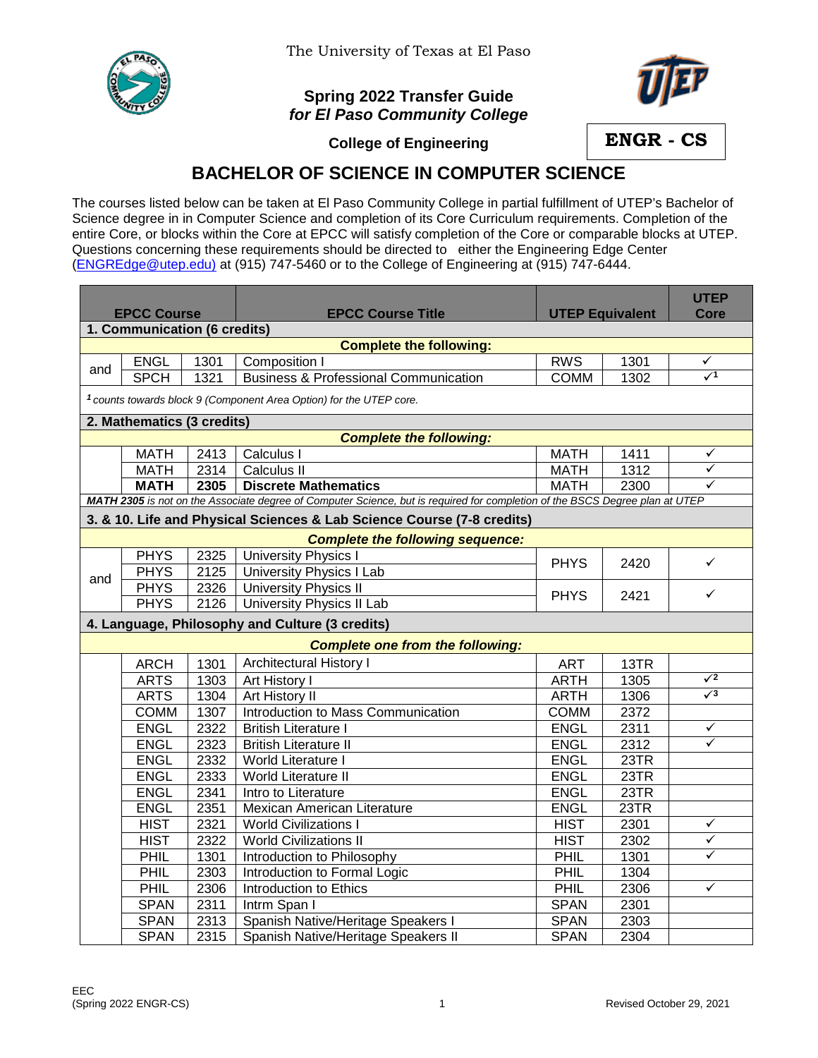The University of Texas at El Paso

**Spring 2022 Transfer Guide**
***for El Paso Community College***

**College of Engineering**

**ENGR - CS**

# BACHELOR OF SCIENCE IN COMPUTER SCIENCE

The courses listed below can be taken at El Paso Community College in partial fulfillment of UTEP's Bachelor of Science degree in in Computer Science and completion of its Core Curriculum requirements. Completion of the entire Core, or blocks within the Core at EPCC will satisfy completion of the Core or comparable blocks at UTEP. Questions concerning these requirements should be directed to either the Engineering Edge Center (ENGREdge@utep.edu) at (915) 747-5460 or to the College of Engineering at (915) 747-6444.

| | EPCC Course | | EPCC Course Title | UTEP Equivalent | | UTEP Core |
|---|---|---|---|---|---|---|
| **1. Communication (6 credits)** | | | | | | |
| | | | **Complete the following:** | | | |
| and | ENGL | 1301 | Composition I | RWS | 1301 | ✓ |
| | SPCH | 1321 | Business & Professional Communication | COMM | 1302 | ✓[1] |
| *[1] counts towards block 9 (Component Area Option) for the UTEP core.* | | | | | | |
| **2. Mathematics (3 credits)** | | | | | | |
| | | | ***Complete the following:*** | | | |
| | MATH | 2413 | Calculus I | MATH | 1411 | ✓ |
| | MATH | 2314 | Calculus II | MATH | 1312 | ✓ |
| | **MATH** | **2305** | **Discrete Mathematics** | MATH | 2300 | ✓ |
| ***MATH 2305** is not on the Associate degree of Computer Science, but is required for completion of the BSCS Degree plan at UTEP* | | | | | | |
| **3. & 10. Life and Physical Sciences & Lab Science Course (7-8 credits)** | | | | | | |
| | | | ***Complete the following sequence:*** | | | |
| and | PHYS | 2325 | University Physics I | PHYS | 2420 | ✓ |
| | PHYS | 2125 | University Physics I Lab | | | |
| | PHYS | 2326 | University Physics II | PHYS | 2421 | ✓ |
| | PHYS | 2126 | University Physics II Lab | | | |
| **4. Language, Philosophy and Culture (3 credits)** | | | | | | |
| | | | ***Complete one from the following:*** | | | |
| | ARCH | 1301 | Architectural History I | ART | 13TR | |
| | ARTS | 1303 | Art History I | ARTH | 1305 | ✓[2] |
| | ARTS | 1304 | Art History II | ARTH | 1306 | ✓[3] |
| | COMM | 1307 | Introduction to Mass Communication | COMM | 2372 | |
| | ENGL | 2322 | British Literature I | ENGL | 2311 | ✓ |
| | ENGL | 2323 | British Literature II | ENGL | 2312 | ✓ |
| | ENGL | 2332 | World Literature I | ENGL | 23TR | |
| | ENGL | 2333 | World Literature II | ENGL | 23TR | |
| | ENGL | 2341 | Intro to Literature | ENGL | 23TR | |
| | ENGL | 2351 | Mexican American Literature | ENGL | 23TR | |
| | HIST | 2321 | World Civilizations I | HIST | 2301 | ✓ |
| | HIST | 2322 | World Civilizations II | HIST | 2302 | ✓ |
| | PHIL | 1301 | Introduction to Philosophy | PHIL | 1301 | ✓ |
| | PHIL | 2303 | Introduction to Formal Logic | PHIL | 1304 | |
| | PHIL | 2306 | Introduction to Ethics | PHIL | 2306 | ✓ |
| | SPAN | 2311 | Intrm Span I | SPAN | 2301 | |
| | SPAN | 2313 | Spanish Native/Heritage Speakers I | SPAN | 2303 | |
| | SPAN | 2315 | Spanish Native/Heritage Speakers II | SPAN | 2304 | |

EEC
(Spring 2022 ENGR-CS)

Revised October 29, 2021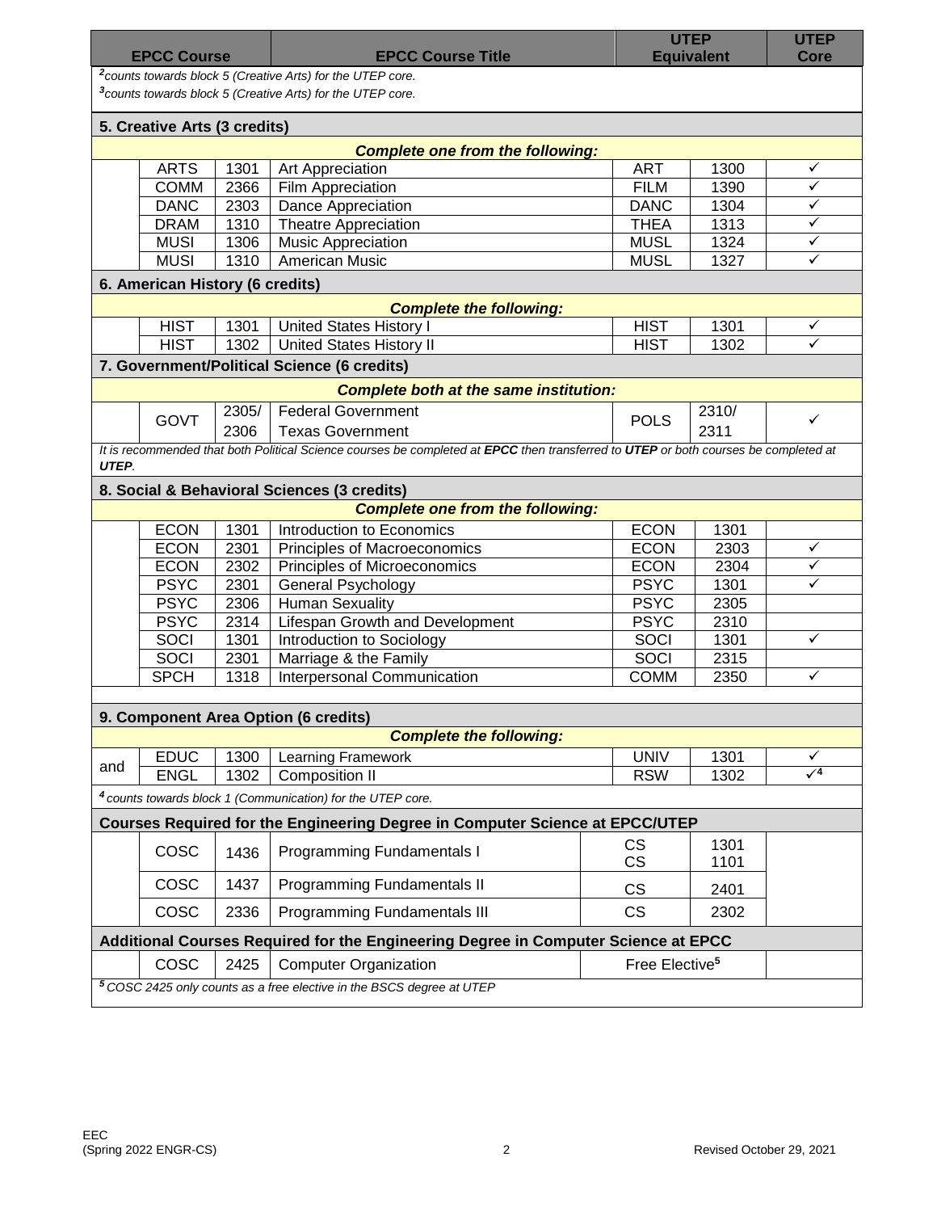| EPCC Course | | | EPCC Course Title | UTEP Equivalent | | UTEP Core |
|---|---|---|---|---|---|---|
| *[2]counts towards block 5 (Creative Arts) for the UTEP core.* | | | | | | |
| *[3]counts towards block 5 (Creative Arts) for the UTEP core.* | | | | | | |
| **5. Creative Arts (3 credits)** | | | | | | |
| | | | ***Complete one from the following:*** | | | |
| | ARTS | 1301 | Art Appreciation | ART | 1300 | ✓ |
| | COMM | 2366 | Film Appreciation | FILM | 1390 | ✓ |
| | DANC | 2303 | Dance Appreciation | DANC | 1304 | ✓ |
| | DRAM | 1310 | Theatre Appreciation | THEA | 1313 | ✓ |
| | MUSI | 1306 | Music Appreciation | MUSL | 1324 | ✓ |
| | MUSI | 1310 | American Music | MUSL | 1327 | ✓ |
| **6. American History (6 credits)** | | | | | | |
| | | | ***Complete the following:*** | | | |
| | HIST | 1301 | United States History I | HIST | 1301 | ✓ |
| | HIST | 1302 | United States History II | HIST | 1302 | ✓ |
| **7. Government/Political Science (6 credits)** | | | | | | |
| | | | ***Complete both at the same institution:*** | | | |
| | GOVT | 2305/ 2306 | Federal Government Texas Government | POLS | 2310/ 2311 | ✓ |
| *It is recommended that both Political Science courses be completed at **EPCC** then transferred to **UTEP** or both courses be completed at **UTEP**.* | | | | | | |
| **8. Social & Behavioral Sciences (3 credits)** | | | | | | |
| | | | ***Complete one from the following:*** | | | |
| | ECON | 1301 | Introduction to Economics | ECON | 1301 | |
| | ECON | 2301 | Principles of Macroeconomics | ECON | 2303 | ✓ |
| | ECON | 2302 | Principles of Microeconomics | ECON | 2304 | ✓ |
| | PSYC | 2301 | General Psychology | PSYC | 1301 | ✓ |
| | PSYC | 2306 | Human Sexuality | PSYC | 2305 | |
| | PSYC | 2314 | Lifespan Growth and Development | PSYC | 2310 | |
| | SOCI | 1301 | Introduction to Sociology | SOCI | 1301 | ✓ |
| | SOCI | 2301 | Marriage & the Family | SOCI | 2315 | |
| | SPCH | 1318 | Interpersonal Communication | COMM | 2350 | ✓ |
| **9. Component Area Option (6 credits)** | | | | | | |
| | | | ***Complete the following:*** | | | |
| | EDUC | 1300 | Learning Framework | UNIV | 1301 | ✓ |
| and | ENGL | 1302 | Composition II | RSW | 1302 | ✓[4] |
| *[4] counts towards block 1 (Communication) for the UTEP core.* | | | | | | |
| **Courses Required for the Engineering Degree in Computer Science at EPCC/UTEP** | | | | | | |
| | COSC | 1436 | Programming Fundamentals I | CS CS | 1301 1101 | |
| | COSC | 1437 | Programming Fundamentals II | CS | 2401 | |
| | COSC | 2336 | Programming Fundamentals III | CS | 2302 | |
| **Additional Courses Required for the Engineering Degree in Computer Science at EPCC** | | | | | | |
| | COSC | 2425 | Computer Organization | Free Elective[5] | | |
| *[5] COSC 2425 only counts as a free elective in the BSCS degree at UTEP* | | | | | | |

EEC
(Spring 2022 ENGR-CS)

Revised October 29, 2021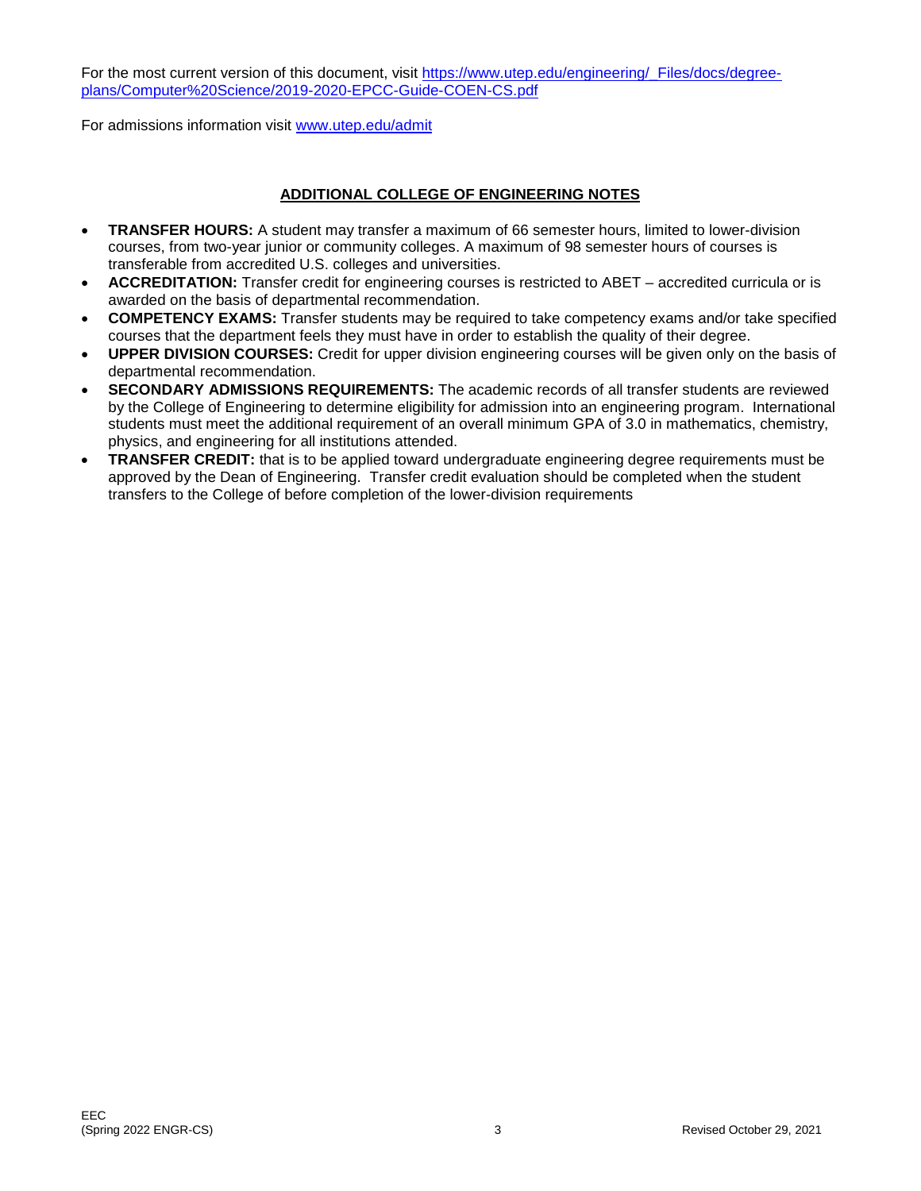For the most current version of this document, visit [https://www.utep.edu/engineering/_Files/docs/degree-plans/Computer%20Science/2019-2020-EPCC-Guide-COEN-CS.pdf](https://www.utep.edu/engineering/_Files/docs/degree-plans/Computer%20Science/2019-2020-EPCC-Guide-COEN-CS.pdf)

For admissions information visit [www.utep.edu/admit](www.utep.edu/admit)

## ADDITIONAL COLLEGE OF ENGINEERING NOTES

- **TRANSFER HOURS:** A student may transfer a maximum of 66 semester hours, limited to lower-division courses, from two-year junior or community colleges. A maximum of 98 semester hours of courses is transferable from accredited U.S. colleges and universities.
- **ACCREDITATION:** Transfer credit for engineering courses is restricted to ABET – accredited curricula or is awarded on the basis of departmental recommendation.
- **COMPETENCY EXAMS:** Transfer students may be required to take competency exams and/or take specified courses that the department feels they must have in order to establish the quality of their degree.
- **UPPER DIVISION COURSES:** Credit for upper division engineering courses will be given only on the basis of departmental recommendation.
- **SECONDARY ADMISSIONS REQUIREMENTS:** The academic records of all transfer students are reviewed by the College of Engineering to determine eligibility for admission into an engineering program. International students must meet the additional requirement of an overall minimum GPA of 3.0 in mathematics, chemistry, physics, and engineering for all institutions attended.
- **TRANSFER CREDIT:** that is to be applied toward undergraduate engineering degree requirements must be approved by the Dean of Engineering. Transfer credit evaluation should be completed when the student transfers to the College of before completion of the lower-division requirements

EEC
(Spring 2022 ENGR-CS) Revised October 29, 2021